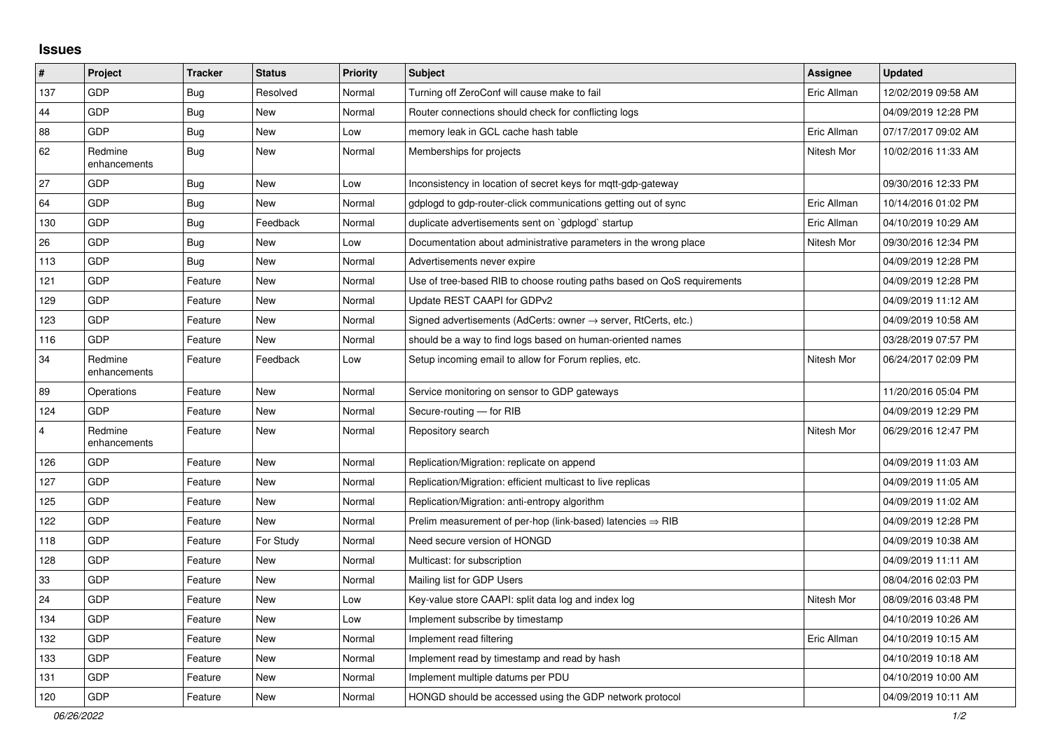## Issues

| # | Project | Tracker | Status | Priority | Subject | Assignee | Updated |
|---|---|---|---|---|---|---|---|
| 137 | GDP | Bug | Resolved | Normal | Turning off ZeroConf will cause make to fail | Eric Allman | 12/02/2019 09:58 AM |
| 44 | GDP | Bug | New | Normal | Router connections should check for conflicting logs | | 04/09/2019 12:28 PM |
| 88 | GDP | Bug | New | Low | memory leak in GCL cache hash table | Eric Allman | 07/17/2017 09:02 AM |
| 62 | Redmine enhancements | Bug | New | Normal | Memberships for projects | Nitesh Mor | 10/02/2016 11:33 AM |
| 27 | GDP | Bug | New | Low | Inconsistency in location of secret keys for mqtt-gdp-gateway | | 09/30/2016 12:33 PM |
| 64 | GDP | Bug | New | Normal | gdplogd to gdp-router-click communications getting out of sync | Eric Allman | 10/14/2016 01:02 PM |
| 130 | GDP | Bug | Feedback | Normal | duplicate advertisements sent on `gdplogd` startup | Eric Allman | 04/10/2019 10:29 AM |
| 26 | GDP | Bug | New | Low | Documentation about administrative parameters in the wrong place | Nitesh Mor | 09/30/2016 12:34 PM |
| 113 | GDP | Bug | New | Normal | Advertisements never expire | | 04/09/2019 12:28 PM |
| 121 | GDP | Feature | New | Normal | Use of tree-based RIB to choose routing paths based on QoS requirements | | 04/09/2019 12:28 PM |
| 129 | GDP | Feature | New | Normal | Update REST CAAPI for GDPv2 | | 04/09/2019 11:12 AM |
| 123 | GDP | Feature | New | Normal | Signed advertisements (AdCerts: owner → server, RtCerts, etc.) | | 04/09/2019 10:58 AM |
| 116 | GDP | Feature | New | Normal | should be a way to find logs based on human-oriented names | | 03/28/2019 07:57 PM |
| 34 | Redmine enhancements | Feature | Feedback | Low | Setup incoming email to allow for Forum replies, etc. | Nitesh Mor | 06/24/2017 02:09 PM |
| 89 | Operations | Feature | New | Normal | Service monitoring on sensor to GDP gateways | | 11/20/2016 05:04 PM |
| 124 | GDP | Feature | New | Normal | Secure-routing — for RIB | | 04/09/2019 12:29 PM |
| 4 | Redmine enhancements | Feature | New | Normal | Repository search | Nitesh Mor | 06/29/2016 12:47 PM |
| 126 | GDP | Feature | New | Normal | Replication/Migration: replicate on append | | 04/09/2019 11:03 AM |
| 127 | GDP | Feature | New | Normal | Replication/Migration: efficient multicast to live replicas | | 04/09/2019 11:05 AM |
| 125 | GDP | Feature | New | Normal | Replication/Migration: anti-entropy algorithm | | 04/09/2019 11:02 AM |
| 122 | GDP | Feature | New | Normal | Prelim measurement of per-hop (link-based) latencies ⇒ RIB | | 04/09/2019 12:28 PM |
| 118 | GDP | Feature | For Study | Normal | Need secure version of HONGD | | 04/09/2019 10:38 AM |
| 128 | GDP | Feature | New | Normal | Multicast: for subscription | | 04/09/2019 11:11 AM |
| 33 | GDP | Feature | New | Normal | Mailing list for GDP Users | | 08/04/2016 02:03 PM |
| 24 | GDP | Feature | New | Low | Key-value store CAAPI: split data log and index log | Nitesh Mor | 08/09/2016 03:48 PM |
| 134 | GDP | Feature | New | Low | Implement subscribe by timestamp | | 04/10/2019 10:26 AM |
| 132 | GDP | Feature | New | Normal | Implement read filtering | Eric Allman | 04/10/2019 10:15 AM |
| 133 | GDP | Feature | New | Normal | Implement read by timestamp and read by hash | | 04/10/2019 10:18 AM |
| 131 | GDP | Feature | New | Normal | Implement multiple datums per PDU | | 04/10/2019 10:00 AM |
| 120 | GDP | Feature | New | Normal | HONGD should be accessed using the GDP network protocol | | 04/09/2019 10:11 AM |

*06/26/2022*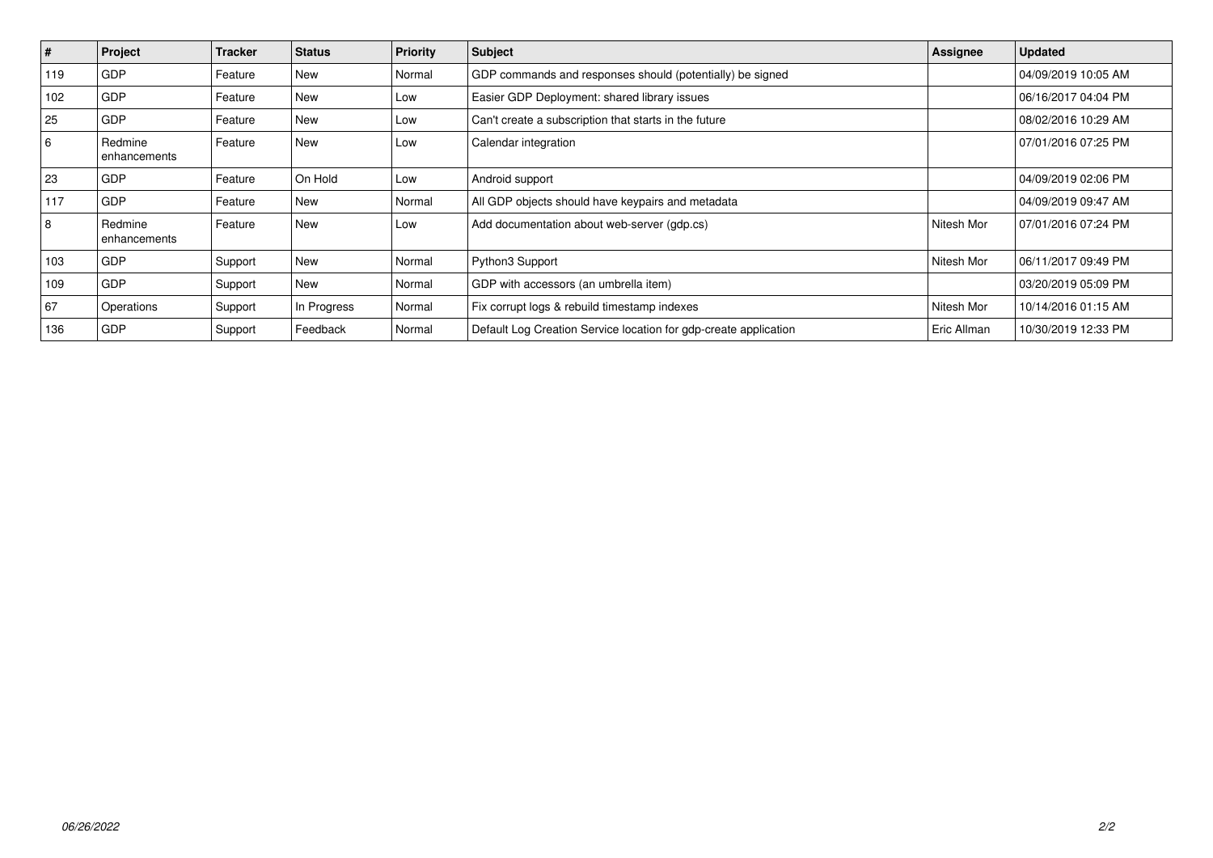| # | Project | Tracker | Status | Priority | Subject | Assignee | Updated |
|---|---|---|---|---|---|---|---|
| 119 | GDP | Feature | New | Normal | GDP commands and responses should (potentially) be signed | | 04/09/2019 10:05 AM |
| 102 | GDP | Feature | New | Low | Easier GDP Deployment: shared library issues | | 06/16/2017 04:04 PM |
| 25 | GDP | Feature | New | Low | Can't create a subscription that starts in the future | | 08/02/2016 10:29 AM |
| 6 | Redmine enhancements | Feature | New | Low | Calendar integration | | 07/01/2016 07:25 PM |
| 23 | GDP | Feature | On Hold | Low | Android support | | 04/09/2019 02:06 PM |
| 117 | GDP | Feature | New | Normal | All GDP objects should have keypairs and metadata | | 04/09/2019 09:47 AM |
| 8 | Redmine enhancements | Feature | New | Low | Add documentation about web-server (gdp.cs) | Nitesh Mor | 07/01/2016 07:24 PM |
| 103 | GDP | Support | New | Normal | Python3 Support | Nitesh Mor | 06/11/2017 09:49 PM |
| 109 | GDP | Support | New | Normal | GDP with accessors (an umbrella item) | | 03/20/2019 05:09 PM |
| 67 | Operations | Support | In Progress | Normal | Fix corrupt logs & rebuild timestamp indexes | Nitesh Mor | 10/14/2016 01:15 AM |
| 136 | GDP | Support | Feedback | Normal | Default Log Creation Service location for gdp-create application | Eric Allman | 10/30/2019 12:33 PM |

*06/26/2022*